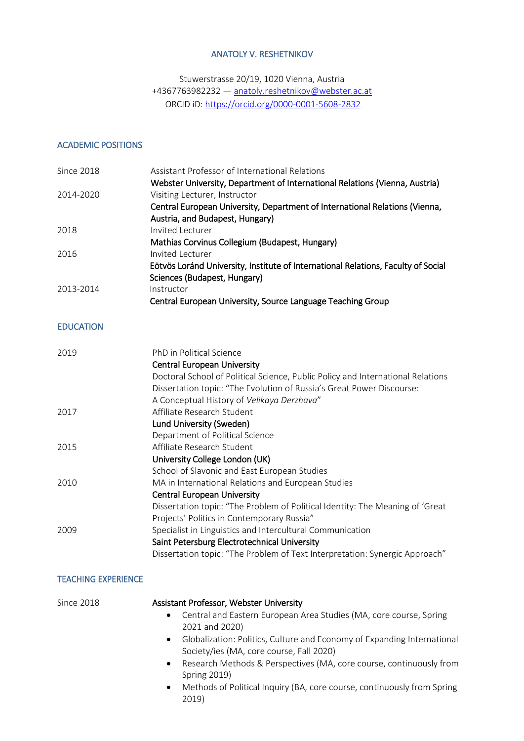# ANATOLY V. RESHETNIKOV

Stuwerstrasse 20/19, 1020 Vienna, Austria
+4367763982232 — anatoly.reshetnikov@webster.ac.at
ORCID iD: https://orcid.org/0000-0001-5608-2832

## ACADEMIC POSITIONS

| | |
|---|---|
| Since 2018 | Assistant Professor of International Relations<br>**Webster University, Department of International Relations (Vienna, Austria)** |
| 2014-2020 | Visiting Lecturer, Instructor<br>**Central European University, Department of International Relations (Vienna, Austria, and Budapest, Hungary)** |
| 2018 | Invited Lecturer<br>**Mathias Corvinus Collegium (Budapest, Hungary)** |
| 2016 | Invited Lecturer<br>**Eötvös Loránd University, Institute of International Relations, Faculty of Social Sciences (Budapest, Hungary)** |
| 2013-2014 | Instructor<br>**Central European University, Source Language Teaching Group** |

## EDUCATION

| | |
|---|---|
| 2019 | PhD in Political Science<br>**Central European University**<br>Doctoral School of Political Science, Public Policy and International Relations<br>Dissertation topic: "The Evolution of Russia's Great Power Discourse: A Conceptual History of *Velikaya Derzhava*" |
| 2017 | Affiliate Research Student<br>**Lund University (Sweden)**<br>Department of Political Science |
| 2015 | Affiliate Research Student<br>**University College London (UK)**<br>School of Slavonic and East European Studies |
| 2010 | MA in International Relations and European Studies<br>**Central European University**<br>Dissertation topic: "The Problem of Political Identity: The Meaning of 'Great Projects' Politics in Contemporary Russia" |
| 2009 | Specialist in Linguistics and Intercultural Communication<br>**Saint Petersburg Electrotechnical University**<br>Dissertation topic: "The Problem of Text Interpretation: Synergic Approach" |

## TEACHING EXPERIENCE

Since 2018 — **Assistant Professor, Webster University**

- Central and Eastern European Area Studies (MA, core course, Spring 2021 and 2020)
- Globalization: Politics, Culture and Economy of Expanding International Society/ies (MA, core course, Fall 2020)
- Research Methods & Perspectives (MA, core course, continuously from Spring 2019)
- Methods of Political Inquiry (BA, core course, continuously from Spring 2019)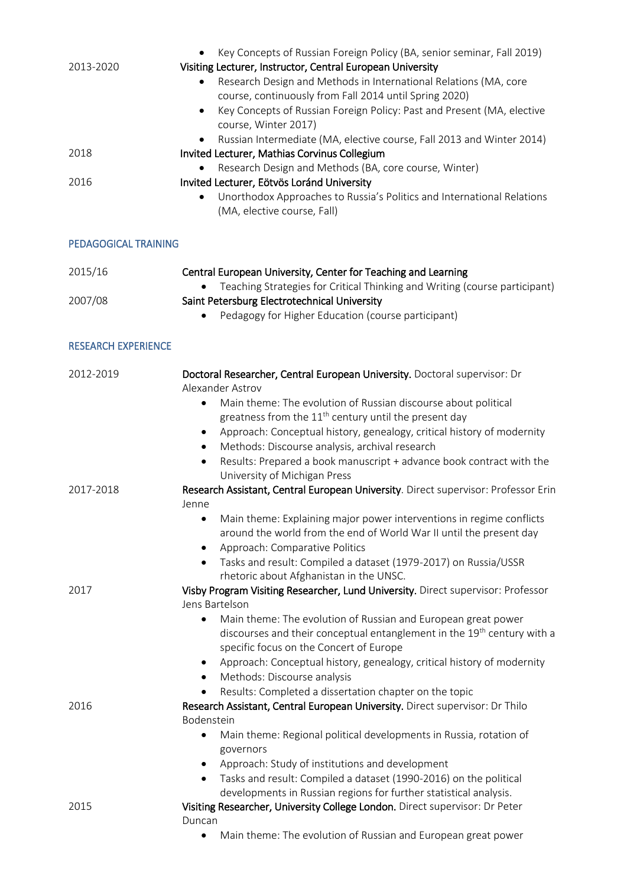- Key Concepts of Russian Foreign Policy (BA, senior seminar, Fall 2019)

2013-2020 **Visiting Lecturer, Instructor, Central European University**

- Research Design and Methods in International Relations (MA, core course, continuously from Fall 2014 until Spring 2020)
- Key Concepts of Russian Foreign Policy: Past and Present (MA, elective course, Winter 2017)
- Russian Intermediate (MA, elective course, Fall 2013 and Winter 2014)

2018 **Invited Lecturer, Mathias Corvinus Collegium**

- Research Design and Methods (BA, core course, Winter)

2016 **Invited Lecturer, Eötvös Loránd University**

- Unorthodox Approaches to Russia's Politics and International Relations (MA, elective course, Fall)

## PEDAGOGICAL TRAINING

2015/16 **Central European University, Center for Teaching and Learning**

- Teaching Strategies for Critical Thinking and Writing (course participant)

2007/08 **Saint Petersburg Electrotechnical University**

- Pedagogy for Higher Education (course participant)

## RESEARCH EXPERIENCE

2012-2019 **Doctoral Researcher, Central European University.** Doctoral supervisor: Dr Alexander Astrov

- Main theme: The evolution of Russian discourse about political greatness from the 11th century until the present day
- Approach: Conceptual history, genealogy, critical history of modernity
- Methods: Discourse analysis, archival research
- Results: Prepared a book manuscript + advance book contract with the University of Michigan Press

2017-2018 **Research Assistant, Central European University**. Direct supervisor: Professor Erin Jenne

- Main theme: Explaining major power interventions in regime conflicts around the world from the end of World War II until the present day
- Approach: Comparative Politics
- Tasks and result: Compiled a dataset (1979-2017) on Russia/USSR rhetoric about Afghanistan in the UNSC.

2017 **Visby Program Visiting Researcher, Lund University.** Direct supervisor: Professor Jens Bartelson

- Main theme: The evolution of Russian and European great power discourses and their conceptual entanglement in the 19th century with a specific focus on the Concert of Europe
- Approach: Conceptual history, genealogy, critical history of modernity
- Methods: Discourse analysis
- Results: Completed a dissertation chapter on the topic

2016 **Research Assistant, Central European University.** Direct supervisor: Dr Thilo Bodenstein

- Main theme: Regional political developments in Russia, rotation of governors
- Approach: Study of institutions and development
- Tasks and result: Compiled a dataset (1990-2016) on the political developments in Russian regions for further statistical analysis.

2015 **Visiting Researcher, University College London.** Direct supervisor: Dr Peter Duncan

- Main theme: The evolution of Russian and European great power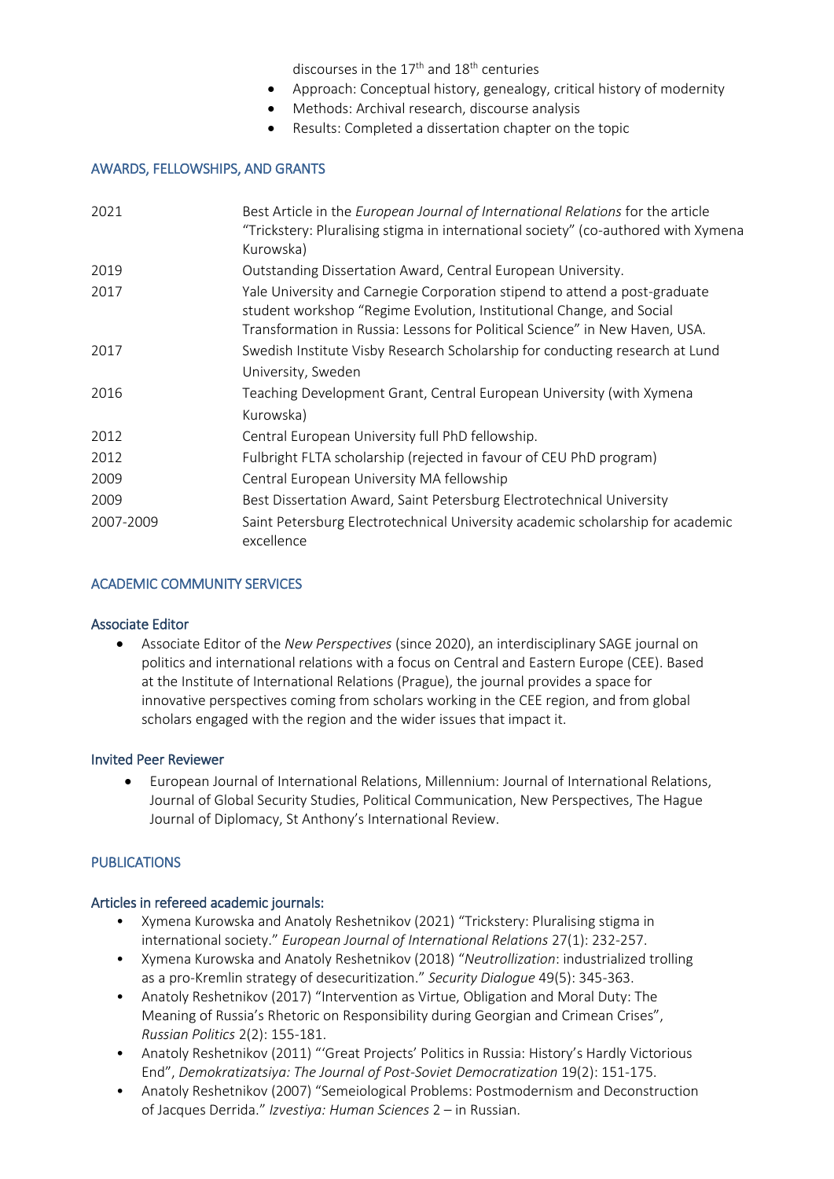discourses in the 17th and 18th centuries

- Approach: Conceptual history, genealogy, critical history of modernity
- Methods: Archival research, discourse analysis
- Results: Completed a dissertation chapter on the topic

## AWARDS, FELLOWSHIPS, AND GRANTS

| | |
|---|---|
| 2021 | Best Article in the *European Journal of International Relations* for the article "Trickstery: Pluralising stigma in international society" (co-authored with Xymena Kurowska) |
| 2019 | Outstanding Dissertation Award, Central European University. |
| 2017 | Yale University and Carnegie Corporation stipend to attend a post-graduate student workshop "Regime Evolution, Institutional Change, and Social Transformation in Russia: Lessons for Political Science" in New Haven, USA. |
| 2017 | Swedish Institute Visby Research Scholarship for conducting research at Lund University, Sweden |
| 2016 | Teaching Development Grant, Central European University (with Xymena Kurowska) |
| 2012 | Central European University full PhD fellowship. |
| 2012 | Fulbright FLTA scholarship (rejected in favour of CEU PhD program) |
| 2009 | Central European University MA fellowship |
| 2009 | Best Dissertation Award, Saint Petersburg Electrotechnical University |
| 2007-2009 | Saint Petersburg Electrotechnical University academic scholarship for academic excellence |

## ACADEMIC COMMUNITY SERVICES

### Associate Editor

- Associate Editor of the *New Perspectives* (since 2020), an interdisciplinary SAGE journal on politics and international relations with a focus on Central and Eastern Europe (CEE). Based at the Institute of International Relations (Prague), the journal provides a space for innovative perspectives coming from scholars working in the CEE region, and from global scholars engaged with the region and the wider issues that impact it.

### Invited Peer Reviewer

- European Journal of International Relations, Millennium: Journal of International Relations, Journal of Global Security Studies, Political Communication, New Perspectives, The Hague Journal of Diplomacy, St Anthony's International Review.

## PUBLICATIONS

### Articles in refereed academic journals:

- Xymena Kurowska and Anatoly Reshetnikov (2021) "Trickstery: Pluralising stigma in international society." *European Journal of International Relations* 27(1): 232-257.
- Xymena Kurowska and Anatoly Reshetnikov (2018) "*Neutrollization*: industrialized trolling as a pro-Kremlin strategy of desecuritization." *Security Dialogue* 49(5): 345-363.
- Anatoly Reshetnikov (2017) "Intervention as Virtue, Obligation and Moral Duty: The Meaning of Russia's Rhetoric on Responsibility during Georgian and Crimean Crises", *Russian Politics* 2(2): 155-181.
- Anatoly Reshetnikov (2011) "'Great Projects' Politics in Russia: History's Hardly Victorious End", *Demokratizatsiya: The Journal of Post-Soviet Democratization* 19(2): 151-175.
- Anatoly Reshetnikov (2007) "Semeiological Problems: Postmodernism and Deconstruction of Jacques Derrida." *Izvestiya: Human Sciences* 2 – in Russian.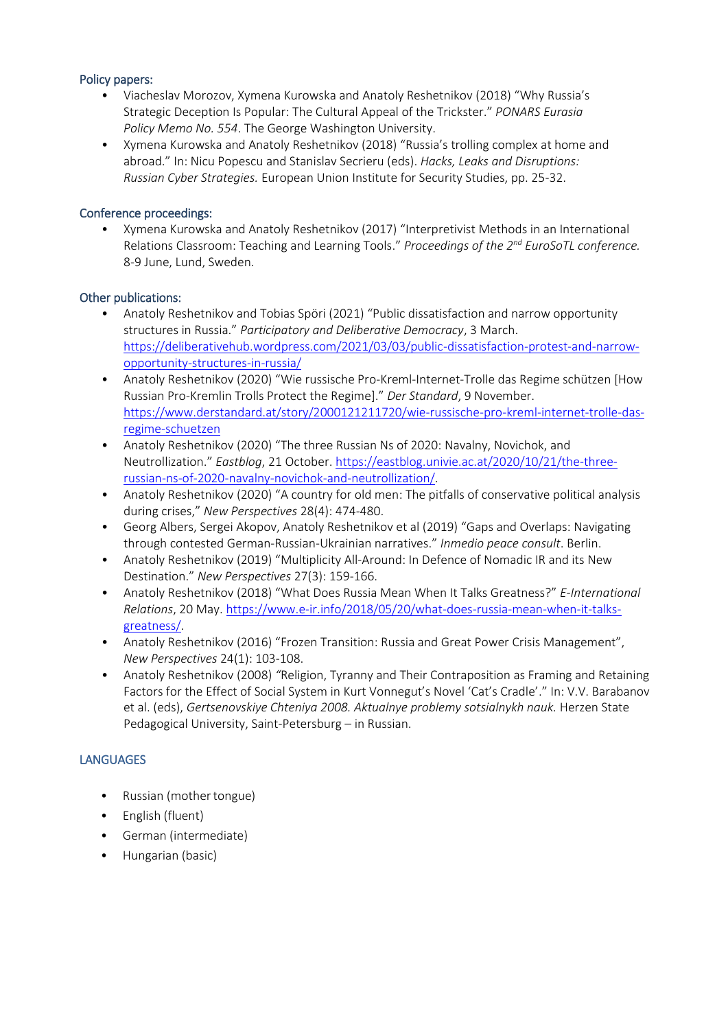### Policy papers:

- Viacheslav Morozov, Xymena Kurowska and Anatoly Reshetnikov (2018) "Why Russia's Strategic Deception Is Popular: The Cultural Appeal of the Trickster." *PONARS Eurasia Policy Memo No. 554*. The George Washington University.
- Xymena Kurowska and Anatoly Reshetnikov (2018) "Russia's trolling complex at home and abroad." In: Nicu Popescu and Stanislav Secrieru (eds). *Hacks, Leaks and Disruptions: Russian Cyber Strategies.* European Union Institute for Security Studies, pp. 25-32.

### Conference proceedings:

- Xymena Kurowska and Anatoly Reshetnikov (2017) "Interpretivist Methods in an International Relations Classroom: Teaching and Learning Tools." *Proceedings of the 2nd EuroSoTL conference.* 8-9 June, Lund, Sweden.

### Other publications:

- Anatoly Reshetnikov and Tobias Spöri (2021) "Public dissatisfaction and narrow opportunity structures in Russia." *Participatory and Deliberative Democracy*, 3 March. https://deliberativehub.wordpress.com/2021/03/03/public-dissatisfaction-protest-and-narrow-opportunity-structures-in-russia/
- Anatoly Reshetnikov (2020) "Wie russische Pro-Kreml-Internet-Trolle das Regime schützen [How Russian Pro-Kremlin Trolls Protect the Regime]." *Der Standard*, 9 November. https://www.derstandard.at/story/2000121211720/wie-russische-pro-kreml-internet-trolle-das-regime-schuetzen
- Anatoly Reshetnikov (2020) "The three Russian Ns of 2020: Navalny, Novichok, and Neutrollization." *Eastblog*, 21 October. https://eastblog.univie.ac.at/2020/10/21/the-three-russian-ns-of-2020-navalny-novichok-and-neutrollization/.
- Anatoly Reshetnikov (2020) "A country for old men: The pitfalls of conservative political analysis during crises," *New Perspectives* 28(4): 474-480.
- Georg Albers, Sergei Akopov, Anatoly Reshetnikov et al (2019) "Gaps and Overlaps: Navigating through contested German-Russian-Ukrainian narratives." *Inmedio peace consult*. Berlin.
- Anatoly Reshetnikov (2019) "Multiplicity All-Around: In Defence of Nomadic IR and its New Destination." *New Perspectives* 27(3): 159-166.
- Anatoly Reshetnikov (2018) "What Does Russia Mean When It Talks Greatness?" *E-International Relations*, 20 May. https://www.e-ir.info/2018/05/20/what-does-russia-mean-when-it-talks-greatness/.
- Anatoly Reshetnikov (2016) "Frozen Transition: Russia and Great Power Crisis Management", *New Perspectives* 24(1): 103-108.
- Anatoly Reshetnikov (2008) "Religion, Tyranny and Their Contraposition as Framing and Retaining Factors for the Effect of Social System in Kurt Vonnegut's Novel 'Cat's Cradle'." In: V.V. Barabanov et al. (eds), *Gertsenovskiye Chteniya 2008. Aktualnye problemy sotsialnykh nauk.* Herzen State Pedagogical University, Saint-Petersburg – in Russian.

## LANGUAGES

- Russian (mother tongue)
- English (fluent)
- German (intermediate)
- Hungarian (basic)